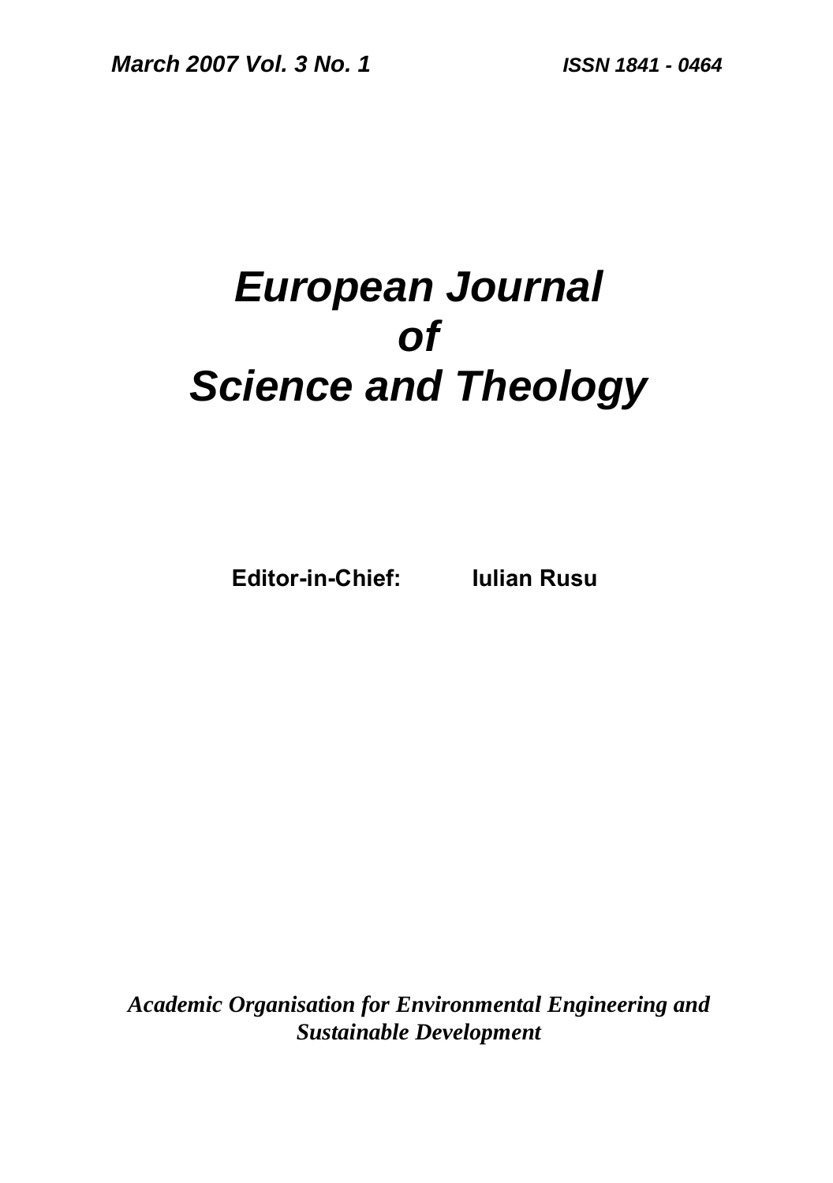*March 2007 Vol. 3 No. 1* *ISSN 1841 - 0464*

# *European Journal of Science and Theology*

**Editor-in-Chief: Iulian Rusu**

***Academic Organisation for Environmental Engineering and Sustainable Development***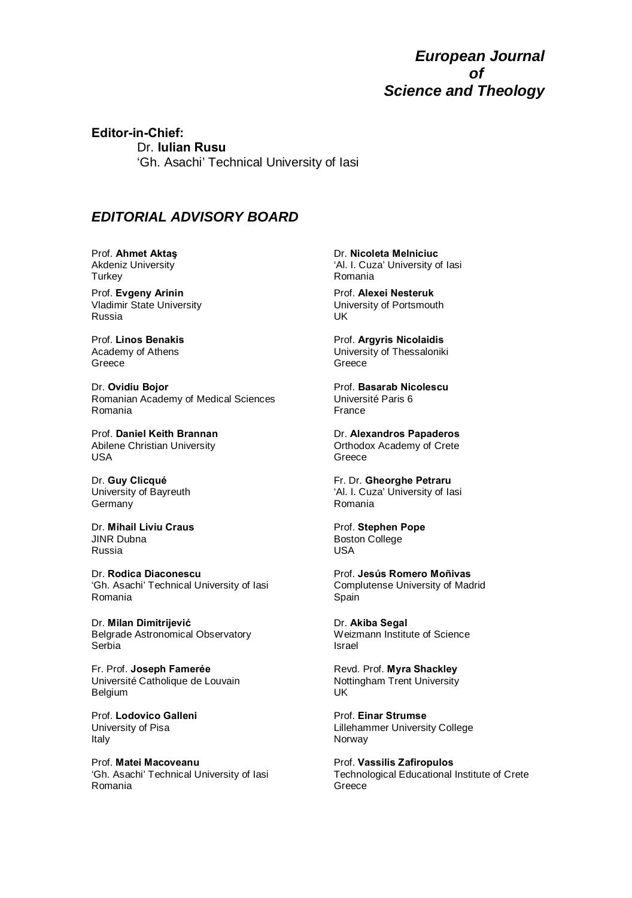# *European Journal of Science and Theology*

**Editor-in-Chief:**

Dr. **Iulian Rusu**
'Gh. Asachi' Technical University of Iasi

## *EDITORIAL ADVISORY BOARD*

Prof. **Ahmet Aktaş**
Akdeniz University
Turkey

Prof. **Evgeny Arinin**
Vladimir State University
Russia

Prof. **Linos Benakis**
Academy of Athens
Greece

Dr. **Ovidiu Bojor**
Romanian Academy of Medical Sciences
Romania

Prof. **Daniel Keith Brannan**
Abilene Christian University
USA

Dr. **Guy Clicqué**
University of Bayreuth
Germany

Dr. **Mihail Liviu Craus**
JINR Dubna
Russia

Dr. **Rodica Diaconescu**
'Gh. Asachi' Technical University of Iasi
Romania

Dr. **Milan Dimitrijević**
Belgrade Astronomical Observatory
Serbia

Fr. Prof. **Joseph Famerée**
Université Catholique de Louvain
Belgium

Prof. **Lodovico Galleni**
University of Pisa
Italy

Prof. **Matei Macoveanu**
'Gh. Asachi' Technical University of Iasi
Romania

Dr. **Nicoleta Melniciuc**
'Al. I. Cuza' University of Iasi
Romania

Prof. **Alexei Nesteruk**
University of Portsmouth
UK

Prof. **Argyris Nicolaidis**
University of Thessaloniki
Greece

Prof. **Basarab Nicolescu**
Université Paris 6
France

Dr. **Alexandros Papaderos**
Orthodox Academy of Crete
Greece

Fr. Dr. **Gheorghe Petraru**
'Al. I. Cuza' University of Iasi
Romania

Prof. **Stephen Pope**
Boston College
USA

Prof. **Jesús Romero Moñivas**
Complutense University of Madrid
Spain

Dr. **Akiba Segal**
Weizmann Institute of Science
Israel

Revd. Prof. **Myra Shackley**
Nottingham Trent University
UK

Prof. **Einar Strumse**
Lillehammer University College
Norway

Prof. **Vassilis Zafiropulos**
Technological Educational Institute of Crete
Greece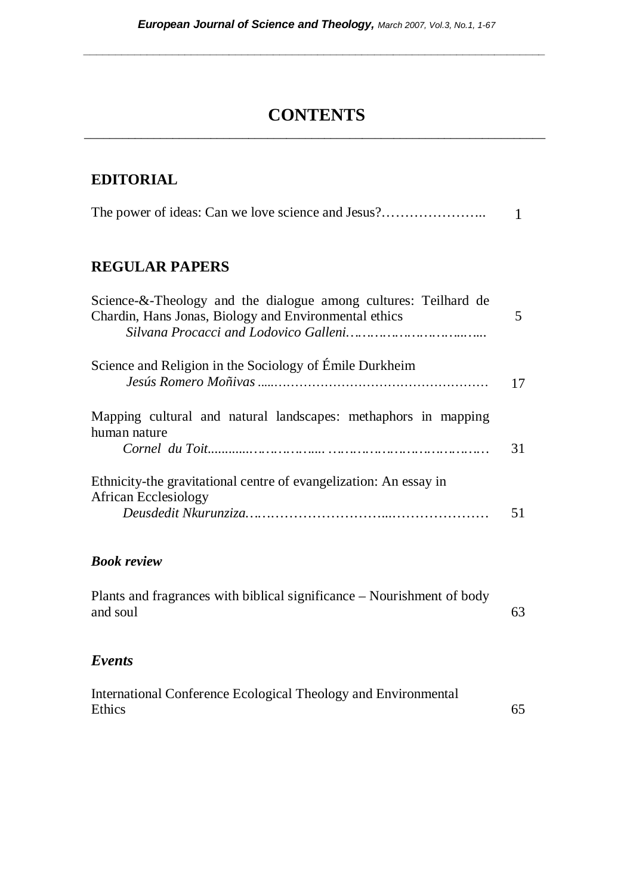# CONTENTS

## EDITORIAL

The power of ideas: Can we love science and Jesus? 1

## REGULAR PAPERS

Science-&-Theology and the dialogue among cultures: Teilhard de Chardin, Hans Jonas, Biology and Environmental ethics 5
*Silvana Procacci and Lodovico Galleni*

Science and Religion in the Sociology of Émile Durkheim 17
*Jesús Romero Moñivas*

Mapping cultural and natural landscapes: methaphors in mapping human nature 31
*Cornel du Toit*

Ethnicity-the gravitational centre of evangelization: An essay in African Ecclesiology 51
*Deusdedit Nkurunziza*

### *Book review*

Plants and fragrances with biblical significance – Nourishment of body and soul 63

### *Events*

International Conference Ecological Theology and Environmental Ethics 65